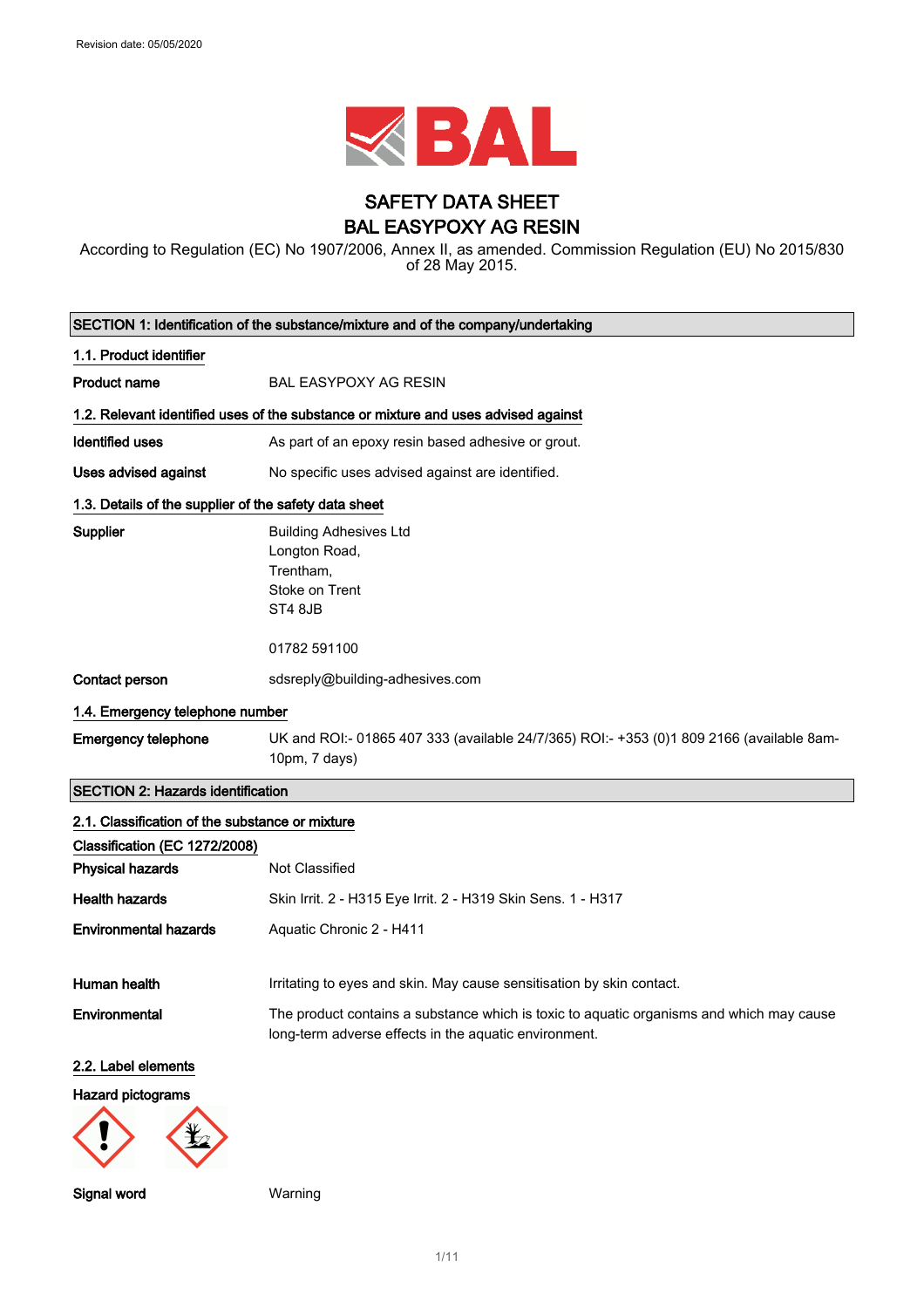Revision date: 05/05/2020

# SAFETY DATA SHEET
# BAL EASYPOXY AG RESIN

According to Regulation (EC) No 1907/2006, Annex II, as amended. Commission Regulation (EU) No 2015/830 of 28 May 2015.

## SECTION 1: Identification of the substance/mixture and of the company/undertaking

### 1.1. Product identifier

**Product name** BAL EASYPOXY AG RESIN

### 1.2. Relevant identified uses of the substance or mixture and uses advised against

**Identified uses** As part of an epoxy resin based adhesive or grout.

**Uses advised against** No specific uses advised against are identified.

### 1.3. Details of the supplier of the safety data sheet

**Supplier**
Building Adhesives Ltd
Longton Road,
Trentham,
Stoke on Trent
ST4 8JB

01782 591100

**Contact person** sdsreply@building-adhesives.com

### 1.4. Emergency telephone number

**Emergency telephone** UK and ROI:- 01865 407 333 (available 24/7/365) ROI:- +353 (0)1 809 2166 (available 8am-10pm, 7 days)

## SECTION 2: Hazards identification

### 2.1. Classification of the substance or mixture

**Classification (EC 1272/2008)**

**Physical hazards** Not Classified

**Health hazards** Skin Irrit. 2 - H315 Eye Irrit. 2 - H319 Skin Sens. 1 - H317

**Environmental hazards** Aquatic Chronic 2 - H411

**Human health** Irritating to eyes and skin. May cause sensitisation by skin contact.

**Environmental** The product contains a substance which is toxic to aquatic organisms and which may cause long-term adverse effects in the aquatic environment.

### 2.2. Label elements

**Hazard pictograms**

**Signal word** Warning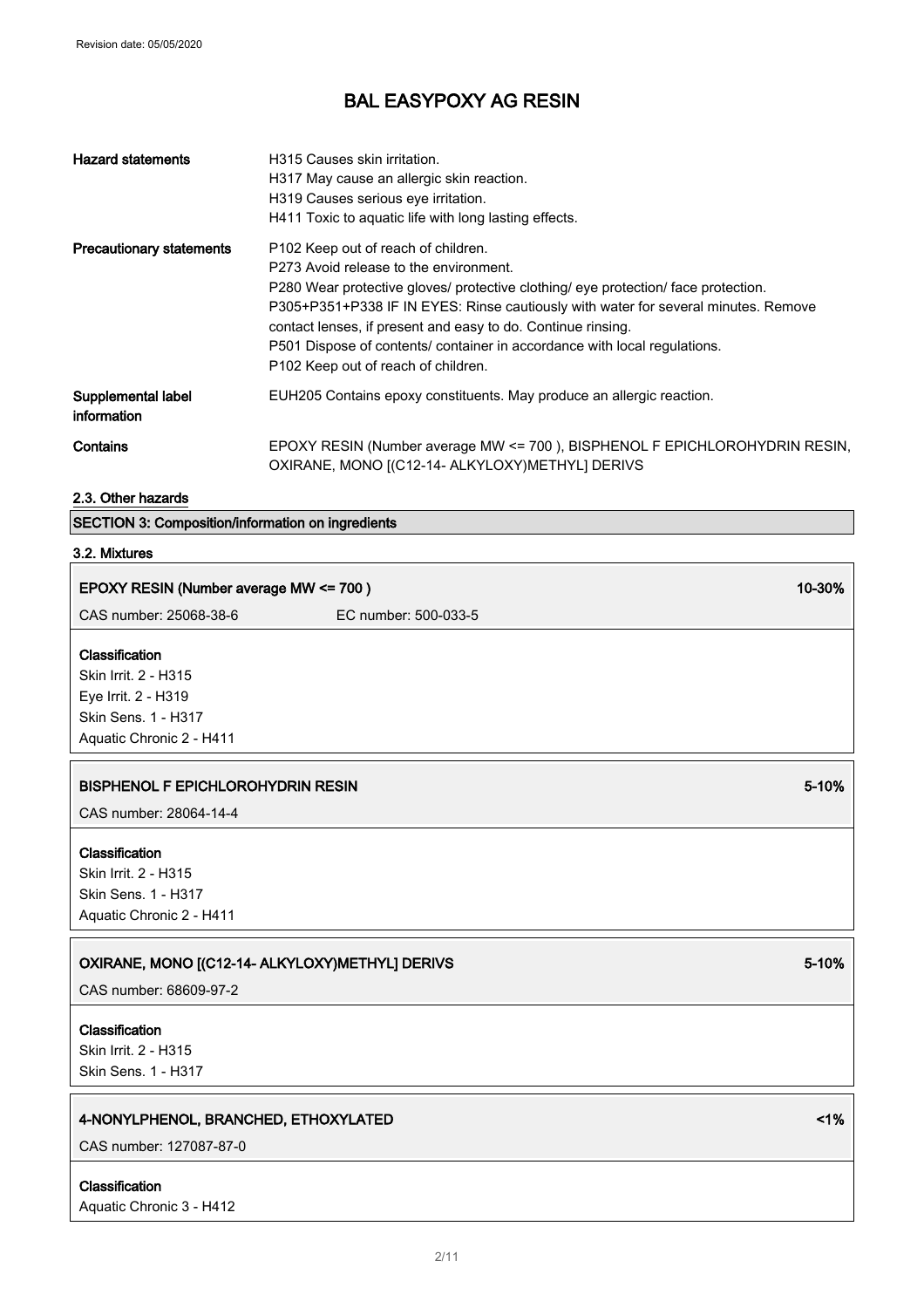| | |
|---|---|
| **Hazard statements** | H315 Causes skin irritation.<br>H317 May cause an allergic skin reaction.<br>H319 Causes serious eye irritation.<br>H411 Toxic to aquatic life with long lasting effects. |
| **Precautionary statements** | P102 Keep out of reach of children.<br>P273 Avoid release to the environment.<br>P280 Wear protective gloves/ protective clothing/ eye protection/ face protection.<br>P305+P351+P338 IF IN EYES: Rinse cautiously with water for several minutes. Remove contact lenses, if present and easy to do. Continue rinsing.<br>P501 Dispose of contents/ container in accordance with local regulations.<br>P102 Keep out of reach of children. |
| **Supplemental label information** | EUH205 Contains epoxy constituents. May produce an allergic reaction. |
| **Contains** | EPOXY RESIN (Number average MW <= 700 ), BISPHENOL F EPICHLOROHYDRIN RESIN, OXIRANE, MONO [(C12-14- ALKYLOXY)METHYL] DERIVS |

### 2.3. Other hazards

## SECTION 3: Composition/information on ingredients

### 3.2. Mixtures

**EPOXY RESIN (Number average MW <= 700 )** — **10-30%**

CAS number: 25068-38-6 EC number: 500-033-5

**Classification**
Skin Irrit. 2 - H315
Eye Irrit. 2 - H319
Skin Sens. 1 - H317
Aquatic Chronic 2 - H411

**BISPHENOL F EPICHLOROHYDRIN RESIN** — **5-10%**

CAS number: 28064-14-4

**Classification**
Skin Irrit. 2 - H315
Skin Sens. 1 - H317
Aquatic Chronic 2 - H411

**OXIRANE, MONO [(C12-14- ALKYLOXY)METHYL] DERIVS** — **5-10%**

CAS number: 68609-97-2

**Classification**
Skin Irrit. 2 - H315
Skin Sens. 1 - H317

**4-NONYLPHENOL, BRANCHED, ETHOXYLATED** — **<1%**

CAS number: 127087-87-0

**Classification**
Aquatic Chronic 3 - H412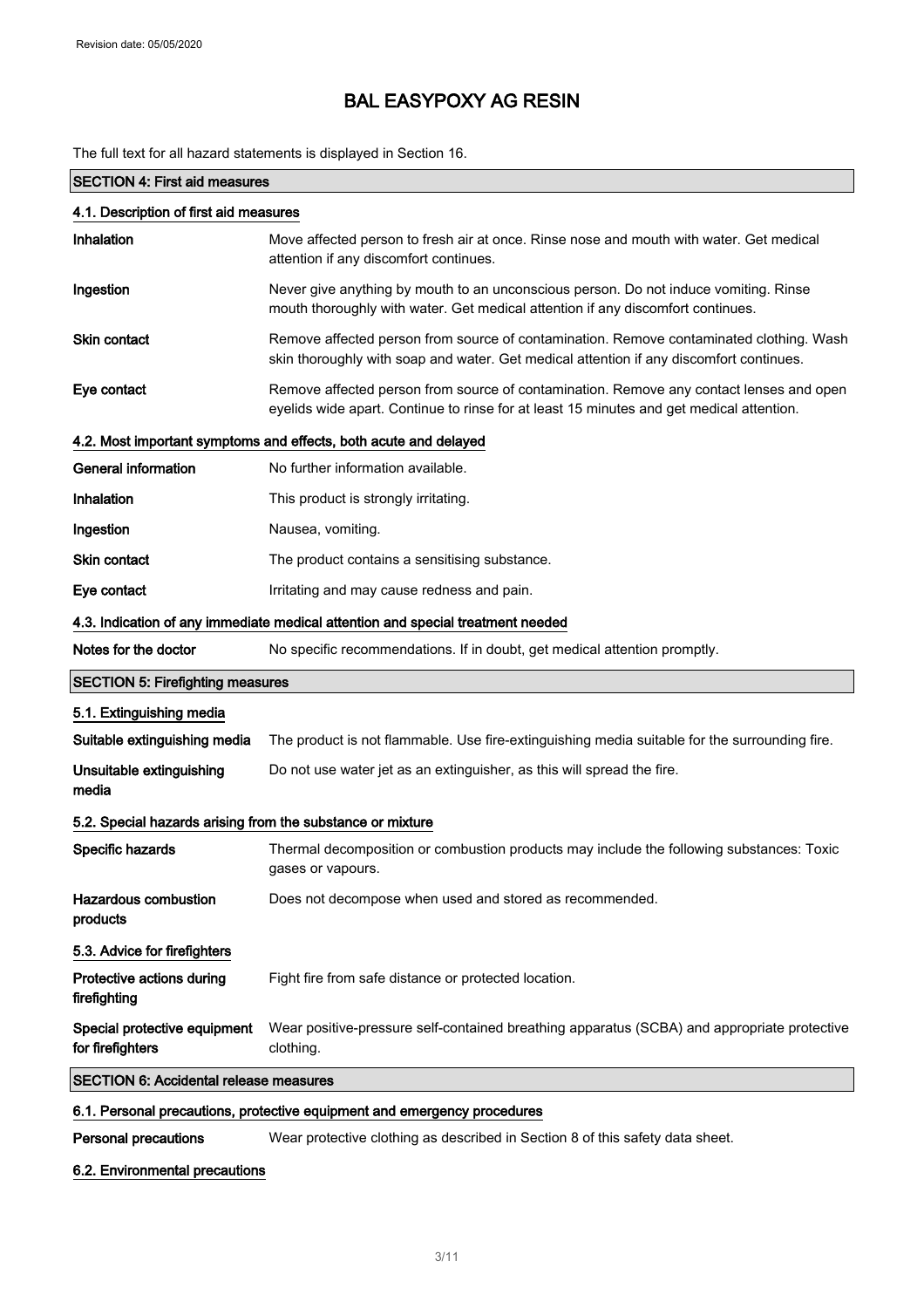# BAL EASYPOXY AG RESIN

The full text for all hazard statements is displayed in Section 16.

## SECTION 4: First aid measures

### 4.1. Description of first aid measures

| | |
|---|---|
| **Inhalation** | Move affected person to fresh air at once. Rinse nose and mouth with water. Get medical attention if any discomfort continues. |
| **Ingestion** | Never give anything by mouth to an unconscious person. Do not induce vomiting. Rinse mouth thoroughly with water. Get medical attention if any discomfort continues. |
| **Skin contact** | Remove affected person from source of contamination. Remove contaminated clothing. Wash skin thoroughly with soap and water. Get medical attention if any discomfort continues. |
| **Eye contact** | Remove affected person from source of contamination. Remove any contact lenses and open eyelids wide apart. Continue to rinse for at least 15 minutes and get medical attention. |

### 4.2. Most important symptoms and effects, both acute and delayed

| | |
|---|---|
| **General information** | No further information available. |
| **Inhalation** | This product is strongly irritating. |
| **Ingestion** | Nausea, vomiting. |
| **Skin contact** | The product contains a sensitising substance. |
| **Eye contact** | Irritating and may cause redness and pain. |

### 4.3. Indication of any immediate medical attention and special treatment needed

| | |
|---|---|
| **Notes for the doctor** | No specific recommendations. If in doubt, get medical attention promptly. |

## SECTION 5: Firefighting measures

### 5.1. Extinguishing media

| | |
|---|---|
| **Suitable extinguishing media** | The product is not flammable. Use fire-extinguishing media suitable for the surrounding fire. |
| **Unsuitable extinguishing media** | Do not use water jet as an extinguisher, as this will spread the fire. |

### 5.2. Special hazards arising from the substance or mixture

| | |
|---|---|
| **Specific hazards** | Thermal decomposition or combustion products may include the following substances: Toxic gases or vapours. |
| **Hazardous combustion products** | Does not decompose when used and stored as recommended. |

### 5.3. Advice for firefighters

| | |
|---|---|
| **Protective actions during firefighting** | Fight fire from safe distance or protected location. |
| **Special protective equipment for firefighters** | Wear positive-pressure self-contained breathing apparatus (SCBA) and appropriate protective clothing. |

## SECTION 6: Accidental release measures

### 6.1. Personal precautions, protective equipment and emergency procedures

| | |
|---|---|
| **Personal precautions** | Wear protective clothing as described in Section 8 of this safety data sheet. |

### 6.2. Environmental precautions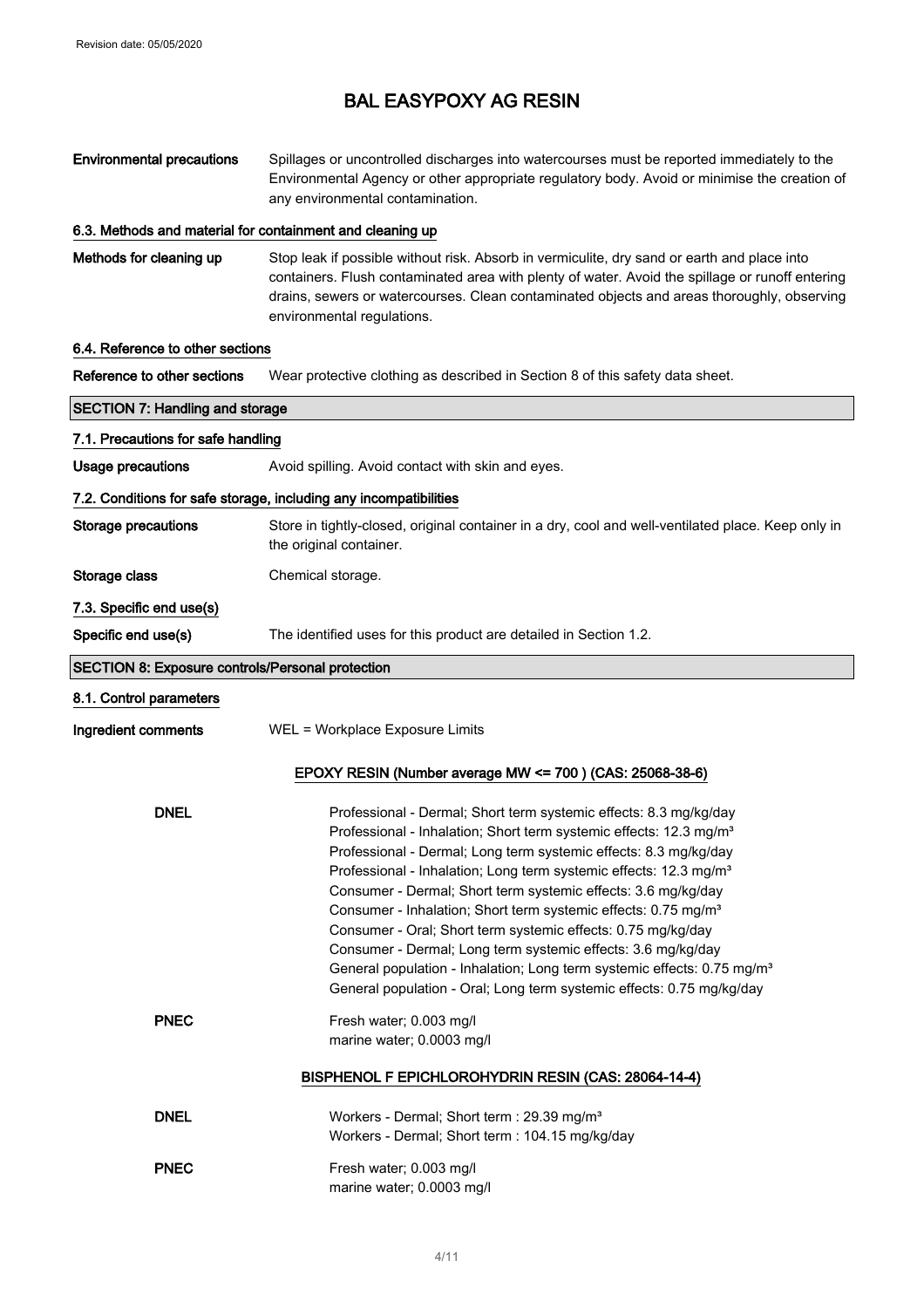**Environmental precautions** Spillages or uncontrolled discharges into watercourses must be reported immediately to the Environmental Agency or other appropriate regulatory body. Avoid or minimise the creation of any environmental contamination.

### 6.3. Methods and material for containment and cleaning up

**Methods for cleaning up** Stop leak if possible without risk. Absorb in vermiculite, dry sand or earth and place into containers. Flush contaminated area with plenty of water. Avoid the spillage or runoff entering drains, sewers or watercourses. Clean contaminated objects and areas thoroughly, observing environmental regulations.

### 6.4. Reference to other sections

**Reference to other sections** Wear protective clothing as described in Section 8 of this safety data sheet.

## SECTION 7: Handling and storage

### 7.1. Precautions for safe handling

**Usage precautions** Avoid spilling. Avoid contact with skin and eyes.

### 7.2. Conditions for safe storage, including any incompatibilities

**Storage precautions** Store in tightly-closed, original container in a dry, cool and well-ventilated place. Keep only in the original container.

**Storage class** Chemical storage.

### 7.3. Specific end use(s)

**Specific end use(s)** The identified uses for this product are detailed in Section 1.2.

## SECTION 8: Exposure controls/Personal protection

### 8.1. Control parameters

**Ingredient comments** WEL = Workplace Exposure Limits

**EPOXY RESIN (Number average MW <= 700 ) (CAS: 25068-38-6)**

**DNEL**
Professional - Dermal; Short term systemic effects: 8.3 mg/kg/day
Professional - Inhalation; Short term systemic effects: 12.3 mg/m³
Professional - Dermal; Long term systemic effects: 8.3 mg/kg/day
Professional - Inhalation; Long term systemic effects: 12.3 mg/m³
Consumer - Dermal; Short term systemic effects: 3.6 mg/kg/day
Consumer - Inhalation; Short term systemic effects: 0.75 mg/m³
Consumer - Oral; Short term systemic effects: 0.75 mg/kg/day
Consumer - Dermal; Long term systemic effects: 3.6 mg/kg/day
General population - Inhalation; Long term systemic effects: 0.75 mg/m³
General population - Oral; Long term systemic effects: 0.75 mg/kg/day

**PNEC**
Fresh water; 0.003 mg/l
marine water; 0.0003 mg/l

**BISPHENOL F EPICHLOROHYDRIN RESIN (CAS: 28064-14-4)**

**DNEL**
Workers - Dermal; Short term : 29.39 mg/m³
Workers - Dermal; Short term : 104.15 mg/kg/day

**PNEC**
Fresh water; 0.003 mg/l
marine water; 0.0003 mg/l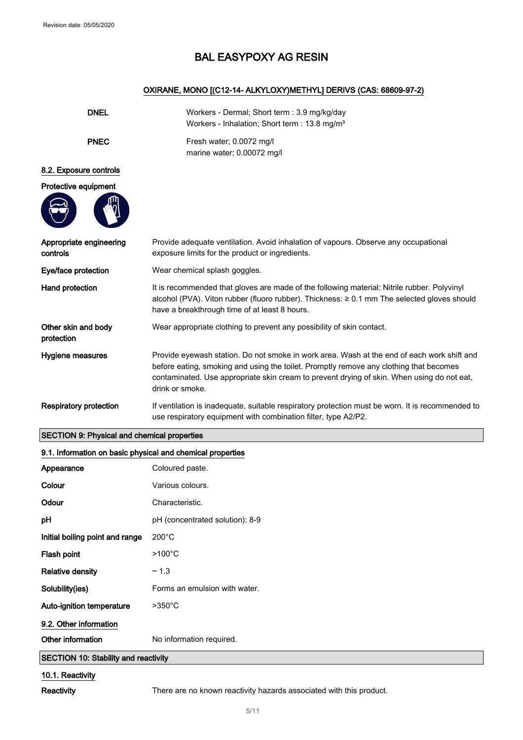# BAL EASYPOXY AG RESIN

#### OXIRANE, MONO [(C12-14- ALKYLOXY)METHYL] DERIVS (CAS: 68609-97-2)

| | |
|---|---|
| **DNEL** | Workers - Dermal; Short term : 3.9 mg/kg/day<br>Workers - Inhalation; Short term : 13.8 mg/m³ |
| **PNEC** | Fresh water; 0.0072 mg/l<br>marine water; 0.00072 mg/l |

### 8.2. Exposure controls

**Protective equipment**

| | |
|---|---|
| **Appropriate engineering controls** | Provide adequate ventilation. Avoid inhalation of vapours. Observe any occupational exposure limits for the product or ingredients. |
| **Eye/face protection** | Wear chemical splash goggles. |
| **Hand protection** | It is recommended that gloves are made of the following material: Nitrile rubber. Polyvinyl alcohol (PVA). Viton rubber (fluoro rubber). Thickness: ≥ 0.1 mm The selected gloves should have a breakthrough time of at least 8 hours. |
| **Other skin and body protection** | Wear appropriate clothing to prevent any possibility of skin contact. |
| **Hygiene measures** | Provide eyewash station. Do not smoke in work area. Wash at the end of each work shift and before eating, smoking and using the toilet. Promptly remove any clothing that becomes contaminated. Use appropriate skin cream to prevent drying of skin. When using do not eat, drink or smoke. |
| **Respiratory protection** | If ventilation is inadequate, suitable respiratory protection must be worn. It is recommended to use respiratory equipment with combination filter, type A2/P2. |

## SECTION 9: Physical and chemical properties

### 9.1. Information on basic physical and chemical properties

| | |
|---|---|
| **Appearance** | Coloured paste. |
| **Colour** | Various colours. |
| **Odour** | Characteristic. |
| **pH** | pH (concentrated solution): 8-9 |
| **Initial boiling point and range** | 200°C |
| **Flash point** | >100°C |
| **Relative density** | ~ 1.3 |
| **Solubility(ies)** | Forms an emulsion with water. |
| **Auto-ignition temperature** | >350°C |

### 9.2. Other information

| | |
|---|---|
| **Other information** | No information required. |

## SECTION 10: Stability and reactivity

### 10.1. Reactivity

| | |
|---|---|
| **Reactivity** | There are no known reactivity hazards associated with this product. |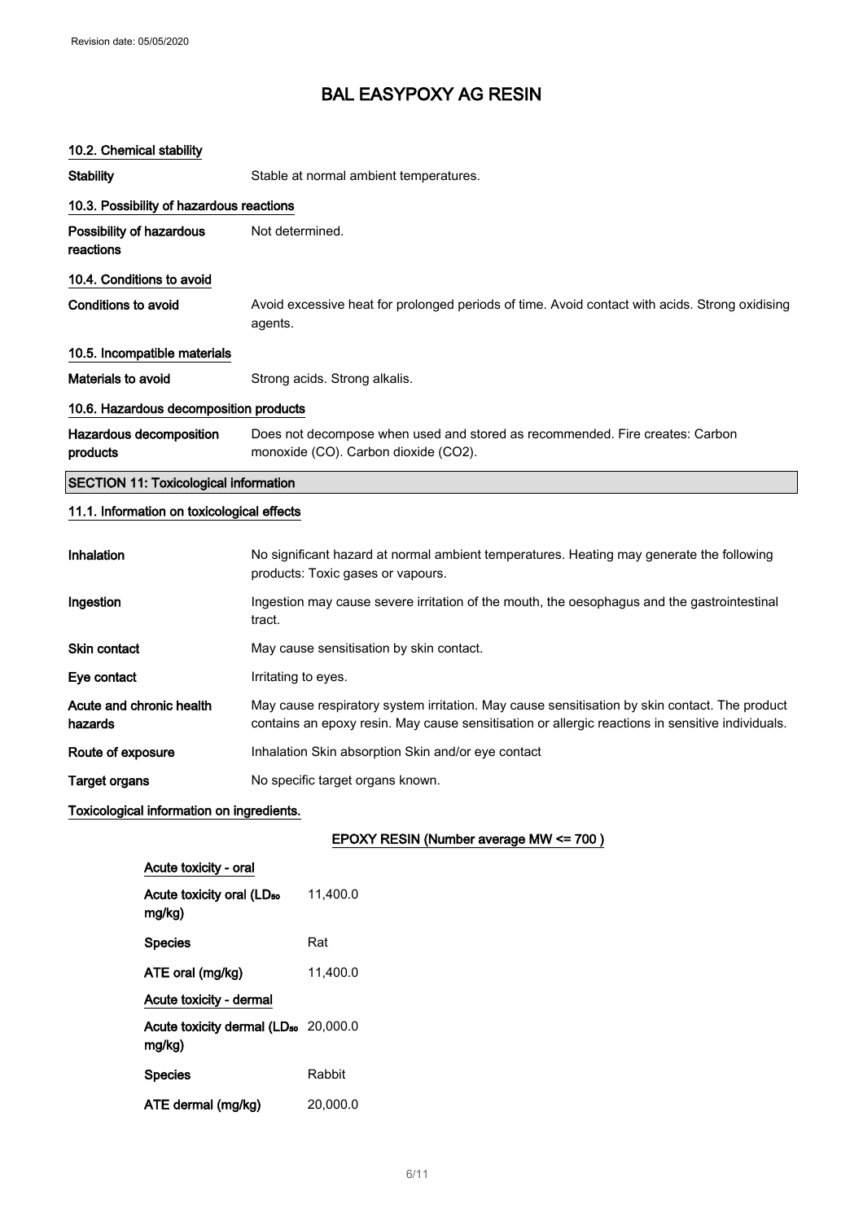# BAL EASYPOXY AG RESIN

### 10.2. Chemical stability

| | |
|---|---|
| **Stability** | Stable at normal ambient temperatures. |

### 10.3. Possibility of hazardous reactions

| | |
|---|---|
| **Possibility of hazardous reactions** | Not determined. |

### 10.4. Conditions to avoid

| | |
|---|---|
| **Conditions to avoid** | Avoid excessive heat for prolonged periods of time. Avoid contact with acids. Strong oxidising agents. |

### 10.5. Incompatible materials

| | |
|---|---|
| **Materials to avoid** | Strong acids. Strong alkalis. |

### 10.6. Hazardous decomposition products

| | |
|---|---|
| **Hazardous decomposition products** | Does not decompose when used and stored as recommended. Fire creates: Carbon monoxide (CO). Carbon dioxide ($CO_2$). |

## SECTION 11: Toxicological information

### 11.1. Information on toxicological effects

| | |
|---|---|
| **Inhalation** | No significant hazard at normal ambient temperatures. Heating may generate the following products: Toxic gases or vapours. |
| **Ingestion** | Ingestion may cause severe irritation of the mouth, the oesophagus and the gastrointestinal tract. |
| **Skin contact** | May cause sensitisation by skin contact. |
| **Eye contact** | Irritating to eyes. |
| **Acute and chronic health hazards** | May cause respiratory system irritation. May cause sensitisation by skin contact. The product contains an epoxy resin. May cause sensitisation or allergic reactions in sensitive individuals. |
| **Route of exposure** | Inhalation Skin absorption Skin and/or eye contact |
| **Target organs** | No specific target organs known. |

**Toxicological information on ingredients.**

**EPOXY RESIN (Number average MW <= 700 )**

**Acute toxicity - oral**

| | |
|---|---|
| **Acute toxicity oral ($LD_{50}$ mg/kg)** | 11,400.0 |
| **Species** | Rat |
| **ATE oral (mg/kg)** | 11,400.0 |

**Acute toxicity - dermal**

| | |
|---|---|
| **Acute toxicity dermal ($LD_{50}$ mg/kg)** | 20,000.0 |
| **Species** | Rabbit |
| **ATE dermal (mg/kg)** | 20,000.0 |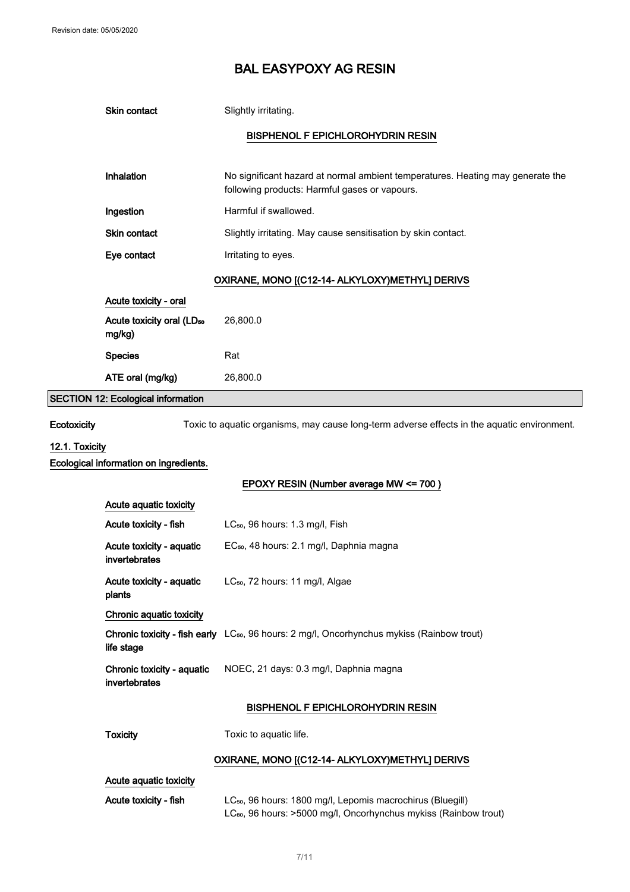| | |
|---|---|
| **Skin contact** | Slightly irritating. |

### BISPHENOL F EPICHLOROHYDRIN RESIN

| | |
|---|---|
| **Inhalation** | No significant hazard at normal ambient temperatures. Heating may generate the following products: Harmful gases or vapours. |
| **Ingestion** | Harmful if swallowed. |
| **Skin contact** | Slightly irritating. May cause sensitisation by skin contact. |
| **Eye contact** | Irritating to eyes. |

### OXIRANE, MONO [(C12-14- ALKYLOXY)METHYL] DERIVS

**Acute toxicity - oral**

| | |
|---|---|
| **Acute toxicity oral ($LD_{50}$ mg/kg)** | 26,800.0 |
| **Species** | Rat |
| **ATE oral (mg/kg)** | 26,800.0 |

## SECTION 12: Ecological information

**Ecotoxicity** Toxic to aquatic organisms, may cause long-term adverse effects in the aquatic environment.

### 12.1. Toxicity

**Ecological information on ingredients.**

### EPOXY RESIN (Number average MW <= 700 )

**Acute aquatic toxicity**

| | |
|---|---|
| **Acute toxicity - fish** | $LC_{50}$, 96 hours: 1.3 mg/l, Fish |
| **Acute toxicity - aquatic invertebrates** | $EC_{50}$, 48 hours: 2.1 mg/l, Daphnia magna |
| **Acute toxicity - aquatic plants** | $LC_{50}$, 72 hours: 11 mg/l, Algae |

**Chronic aquatic toxicity**

| | |
|---|---|
| **Chronic toxicity - fish early life stage** | $LC_{50}$, 96 hours: 2 mg/l, Oncorhynchus mykiss (Rainbow trout) |
| **Chronic toxicity - aquatic invertebrates** | NOEC, 21 days: 0.3 mg/l, Daphnia magna |

### BISPHENOL F EPICHLOROHYDRIN RESIN

| | |
|---|---|
| **Toxicity** | Toxic to aquatic life. |

### OXIRANE, MONO [(C12-14- ALKYLOXY)METHYL] DERIVS

**Acute aquatic toxicity**

| | |
|---|---|
| **Acute toxicity - fish** | $LC_{50}$, 96 hours: 1800 mg/l, Lepomis macrochirus (Bluegill)<br>$LC_{80}$, 96 hours: >5000 mg/l, Oncorhynchus mykiss (Rainbow trout) |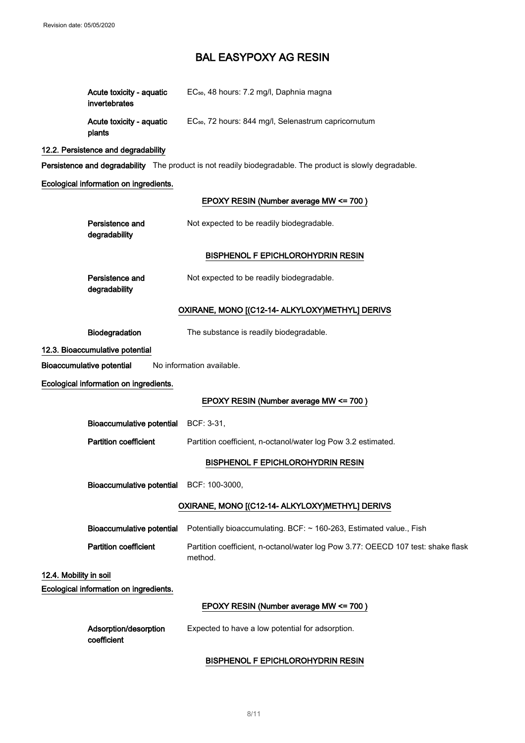| | |
|---|---|
| **Acute toxicity - aquatic invertebrates** | $EC_{50}$, 48 hours: 7.2 mg/l, Daphnia magna |
| **Acute toxicity - aquatic plants** | $EC_{50}$, 72 hours: 844 mg/l, Selenastrum capricornutum |

**12.2. Persistence and degradability**

**Persistence and degradability** The product is not readily biodegradable. The product is slowly degradable.

**Ecological information on ingredients.**

**EPOXY RESIN (Number average MW <= 700 )**

| | |
|---|---|
| **Persistence and degradability** | Not expected to be readily biodegradable. |

**BISPHENOL F EPICHLOROHYDRIN RESIN**

| | |
|---|---|
| **Persistence and degradability** | Not expected to be readily biodegradable. |

**OXIRANE, MONO [(C12-14- ALKYLOXY)METHYL] DERIVS**

| | |
|---|---|
| **Biodegradation** | The substance is readily biodegradable. |

**12.3. Bioaccumulative potential**

**Bioaccumulative potential** No information available.

**Ecological information on ingredients.**

**EPOXY RESIN (Number average MW <= 700 )**

| | |
|---|---|
| **Bioaccumulative potential** | BCF: 3-31, |
| **Partition coefficient** | Partition coefficient, n-octanol/water log Pow 3.2 estimated. |

**BISPHENOL F EPICHLOROHYDRIN RESIN**

| | |
|---|---|
| **Bioaccumulative potential** | BCF: 100-3000, |

**OXIRANE, MONO [(C12-14- ALKYLOXY)METHYL] DERIVS**

| | |
|---|---|
| **Bioaccumulative potential** | Potentially bioaccumulating. BCF: ~ 160-263, Estimated value., Fish |
| **Partition coefficient** | Partition coefficient, n-octanol/water log Pow 3.77: OEECD 107 test: shake flask method. |

**12.4. Mobility in soil**

**Ecological information on ingredients.**

**EPOXY RESIN (Number average MW <= 700 )**

| | |
|---|---|
| **Adsorption/desorption coefficient** | Expected to have a low potential for adsorption. |

**BISPHENOL F EPICHLOROHYDRIN RESIN**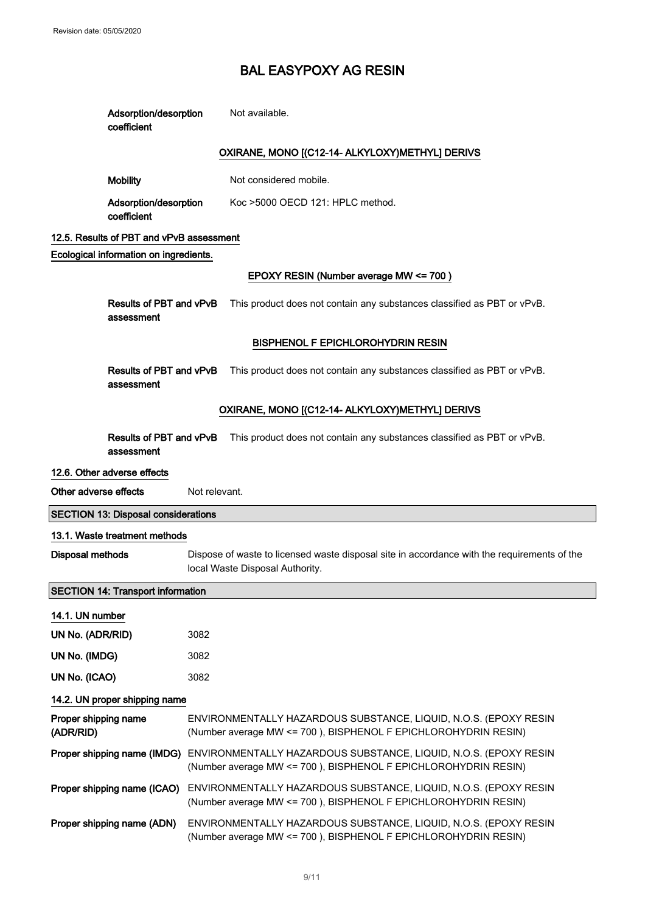| | |
|---|---|
| **Adsorption/desorption coefficient** | Not available. |

**OXIRANE, MONO [(C12-14- ALKYLOXY)METHYL] DERIVS**

| | |
|---|---|
| **Mobility** | Not considered mobile. |
| **Adsorption/desorption coefficient** | Koc >5000 OECD 121: HPLC method. |

### 12.5. Results of PBT and vPvB assessment

**Ecological information on ingredients.**

**EPOXY RESIN (Number average MW <= 700 )**

| | |
|---|---|
| **Results of PBT and vPvB assessment** | This product does not contain any substances classified as PBT or vPvB. |

**BISPHENOL F EPICHLOROHYDRIN RESIN**

| | |
|---|---|
| **Results of PBT and vPvB assessment** | This product does not contain any substances classified as PBT or vPvB. |

**OXIRANE, MONO [(C12-14- ALKYLOXY)METHYL] DERIVS**

| | |
|---|---|
| **Results of PBT and vPvB assessment** | This product does not contain any substances classified as PBT or vPvB. |

### 12.6. Other adverse effects

| | |
|---|---|
| **Other adverse effects** | Not relevant. |

## SECTION 13: Disposal considerations

### 13.1. Waste treatment methods

| | |
|---|---|
| **Disposal methods** | Dispose of waste to licensed waste disposal site in accordance with the requirements of the local Waste Disposal Authority. |

## SECTION 14: Transport information

### 14.1. UN number

| | |
|---|---|
| **UN No. (ADR/RID)** | 3082 |
| **UN No. (IMDG)** | 3082 |
| **UN No. (ICAO)** | 3082 |

### 14.2. UN proper shipping name

| | |
|---|---|
| **Proper shipping name (ADR/RID)** | ENVIRONMENTALLY HAZARDOUS SUBSTANCE, LIQUID, N.O.S. (EPOXY RESIN (Number average MW <= 700 ), BISPHENOL F EPICHLOROHYDRIN RESIN) |
| **Proper shipping name (IMDG)** | ENVIRONMENTALLY HAZARDOUS SUBSTANCE, LIQUID, N.O.S. (EPOXY RESIN (Number average MW <= 700 ), BISPHENOL F EPICHLOROHYDRIN RESIN) |
| **Proper shipping name (ICAO)** | ENVIRONMENTALLY HAZARDOUS SUBSTANCE, LIQUID, N.O.S. (EPOXY RESIN (Number average MW <= 700 ), BISPHENOL F EPICHLOROHYDRIN RESIN) |
| **Proper shipping name (ADN)** | ENVIRONMENTALLY HAZARDOUS SUBSTANCE, LIQUID, N.O.S. (EPOXY RESIN (Number average MW <= 700 ), BISPHENOL F EPICHLOROHYDRIN RESIN) |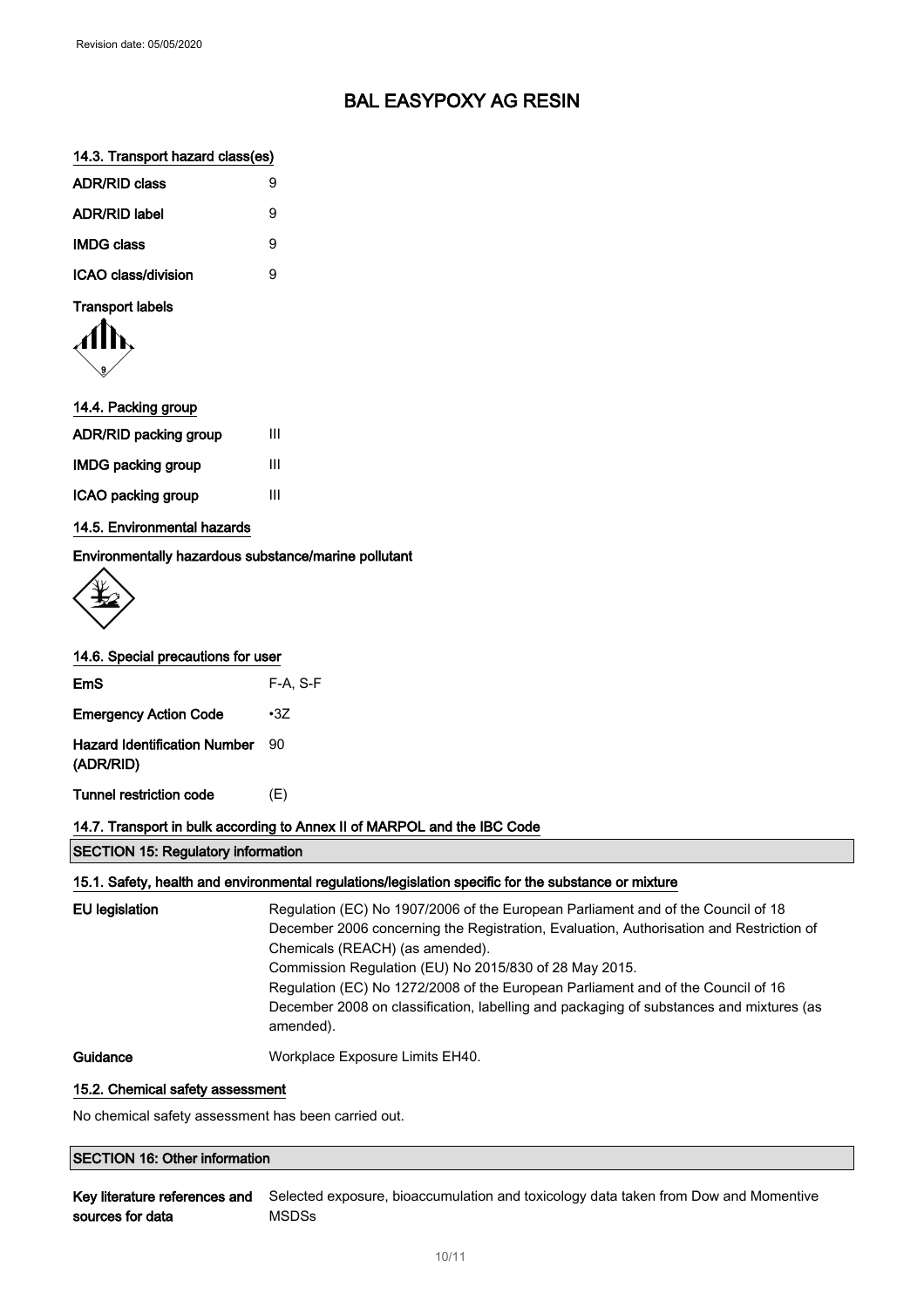### 14.3. Transport hazard class(es)

| | |
|---|---|
| **ADR/RID class** | 9 |
| **ADR/RID label** | 9 |
| **IMDG class** | 9 |
| **ICAO class/division** | 9 |

**Transport labels**

### 14.4. Packing group

| | |
|---|---|
| **ADR/RID packing group** | III |
| **IMDG packing group** | III |
| **ICAO packing group** | III |

### 14.5. Environmental hazards

**Environmentally hazardous substance/marine pollutant**

### 14.6. Special precautions for user

| | |
|---|---|
| **EmS** | F-A, S-F |
| **Emergency Action Code** | •3Z |
| **Hazard Identification Number (ADR/RID)** | 90 |
| **Tunnel restriction code** | (E) |

### 14.7. Transport in bulk according to Annex II of MARPOL and the IBC Code

## SECTION 15: Regulatory information

### 15.1. Safety, health and environmental regulations/legislation specific for the substance or mixture

**EU legislation**
Regulation (EC) No 1907/2006 of the European Parliament and of the Council of 18 December 2006 concerning the Registration, Evaluation, Authorisation and Restriction of Chemicals (REACH) (as amended).
Commission Regulation (EU) No 2015/830 of 28 May 2015.
Regulation (EC) No 1272/2008 of the European Parliament and of the Council of 16 December 2008 on classification, labelling and packaging of substances and mixtures (as amended).

**Guidance**
Workplace Exposure Limits EH40.

### 15.2. Chemical safety assessment

No chemical safety assessment has been carried out.

## SECTION 16: Other information

**Key literature references and sources for data**
Selected exposure, bioaccumulation and toxicology data taken from Dow and Momentive MSDSs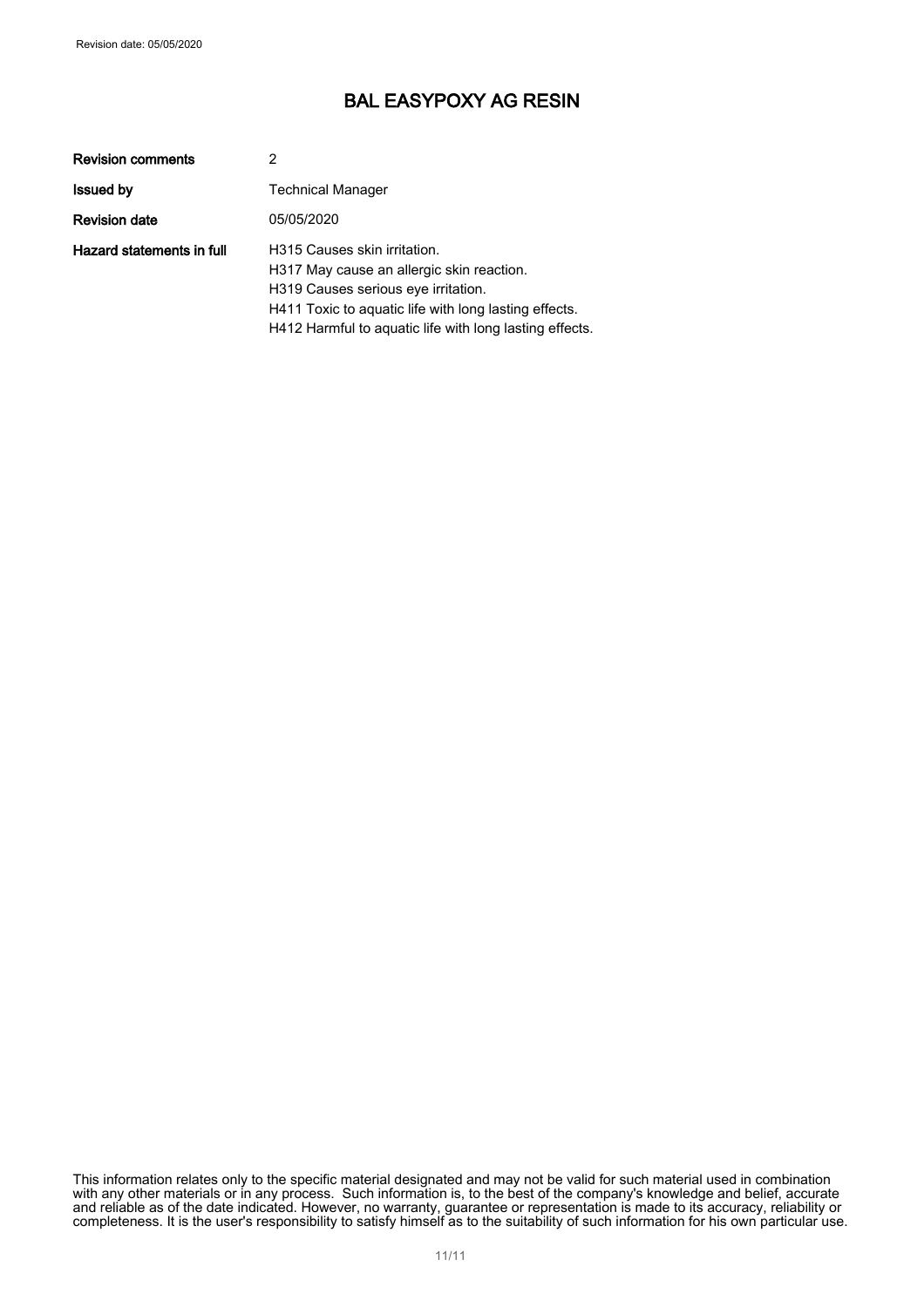# BAL EASYPOXY AG RESIN

| | |
|---|---|
| **Revision comments** | 2 |
| **Issued by** | Technical Manager |
| **Revision date** | 05/05/2020 |
| **Hazard statements in full** | H315 Causes skin irritation.<br>H317 May cause an allergic skin reaction.<br>H319 Causes serious eye irritation.<br>H411 Toxic to aquatic life with long lasting effects.<br>H412 Harmful to aquatic life with long lasting effects. |

This information relates only to the specific material designated and may not be valid for such material used in combination with any other materials or in any process. Such information is, to the best of the company's knowledge and belief, accurate and reliable as of the date indicated. However, no warranty, guarantee or representation is made to its accuracy, reliability or completeness. It is the user's responsibility to satisfy himself as to the suitability of such information for his own particular use.